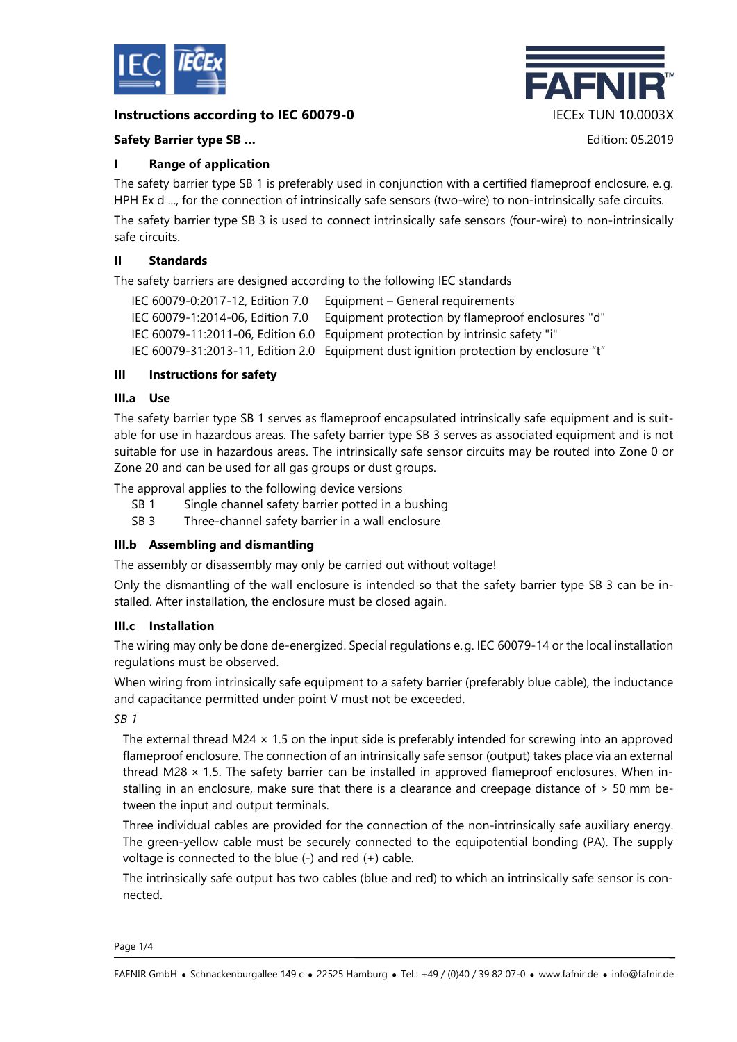**Instructions according to IEC 60079-0**

IECEx TUN 10.0003X

**Safety Barrier type SB ...**

Edition: 05.2019

## I Range of application

The safety barrier type SB 1 is preferably used in conjunction with a certified flameproof enclosure, e. g. HPH Ex d ..., for the connection of intrinsically safe sensors (two-wire) to non-intrinsically safe circuits.

The safety barrier type SB 3 is used to connect intrinsically safe sensors (four-wire) to non-intrinsically safe circuits.

## II Standards

The safety barriers are designed according to the following IEC standards

| | |
|---|---|
| IEC 60079-0:2017-12, Edition 7.0 | Equipment – General requirements |
| IEC 60079-1:2014-06, Edition 7.0 | Equipment protection by flameproof enclosures "d" |
| IEC 60079-11:2011-06, Edition 6.0 | Equipment protection by intrinsic safety "i" |
| IEC 60079-31:2013-11, Edition 2.0 | Equipment dust ignition protection by enclosure "t" |

## III Instructions for safety

### III.a Use

The safety barrier type SB 1 serves as flameproof encapsulated intrinsically safe equipment and is suitable for use in hazardous areas. The safety barrier type SB 3 serves as associated equipment and is not suitable for use in hazardous areas. The intrinsically safe sensor circuits may be routed into Zone 0 or Zone 20 and can be used for all gas groups or dust groups.

The approval applies to the following device versions

- SB 1 Single channel safety barrier potted in a bushing
- SB 3 Three-channel safety barrier in a wall enclosure

### III.b Assembling and dismantling

The assembly or disassembly may only be carried out without voltage!

Only the dismantling of the wall enclosure is intended so that the safety barrier type SB 3 can be installed. After installation, the enclosure must be closed again.

### III.c Installation

The wiring may only be done de-energized. Special regulations e. g. IEC 60079-14 or the local installation regulations must be observed.

When wiring from intrinsically safe equipment to a safety barrier (preferably blue cable), the inductance and capacitance permitted under point V must not be exceeded.

*SB 1*

The external thread M24 × 1.5 on the input side is preferably intended for screwing into an approved flameproof enclosure. The connection of an intrinsically safe sensor (output) takes place via an external thread M28 × 1.5. The safety barrier can be installed in approved flameproof enclosures. When installing in an enclosure, make sure that there is a clearance and creepage distance of > 50 mm between the input and output terminals.

Three individual cables are provided for the connection of the non-intrinsically safe auxiliary energy. The green-yellow cable must be securely connected to the equipotential bonding (PA). The supply voltage is connected to the blue (-) and red (+) cable.

The intrinsically safe output has two cables (blue and red) to which an intrinsically safe sensor is connected.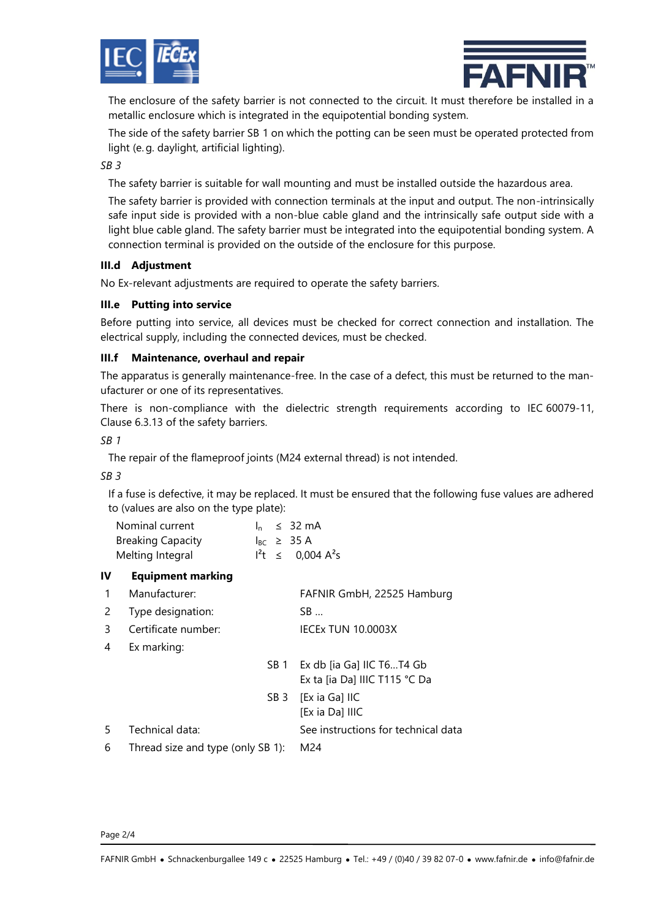The enclosure of the safety barrier is not connected to the circuit. It must therefore be installed in a metallic enclosure which is integrated in the equipotential bonding system.

The side of the safety barrier SB 1 on which the potting can be seen must be operated protected from light (e. g. daylight, artificial lighting).

*SB 3*

The safety barrier is suitable for wall mounting and must be installed outside the hazardous area.

The safety barrier is provided with connection terminals at the input and output. The non-intrinsically safe input side is provided with a non-blue cable gland and the intrinsically safe output side with a light blue cable gland. The safety barrier must be integrated into the equipotential bonding system. A connection terminal is provided on the outside of the enclosure for this purpose.

### III.d Adjustment

No Ex-relevant adjustments are required to operate the safety barriers.

### III.e Putting into service

Before putting into service, all devices must be checked for correct connection and installation. The electrical supply, including the connected devices, must be checked.

### III.f Maintenance, overhaul and repair

The apparatus is generally maintenance-free. In the case of a defect, this must be returned to the manufacturer or one of its representatives.

There is non-compliance with the dielectric strength requirements according to IEC 60079-11, Clause 6.3.13 of the safety barriers.

*SB 1*

The repair of the flameproof joints (M24 external thread) is not intended.

*SB 3*

If a fuse is defective, it may be replaced. It must be ensured that the following fuse values are adhered to (values are also on the type plate):

| | | |
|---|---|---|
| Nominal current | $I_n$ | $\leq$ 32 mA |
| Breaking Capacity | $I_{BC}$ | $\geq$ 35 A |
| Melting Integral | $I^2t$ | $\leq$ 0,004 $A^2s$ |

## IV Equipment marking

| | | | |
|---|---|---|---|
| 1 | Manufacturer: | | FAFNIR GmbH, 22525 Hamburg |
| 2 | Type designation: | | SB ... |
| 3 | Certificate number: | | IECEx TUN 10.0003X |
| 4 | Ex marking: | | |
| | | SB 1 | Ex db [ia Ga] IIC T6...T4 Gb<br>Ex ta [ia Da] IIIC T115 °C Da |
| | | SB 3 | [Ex ia Ga] IIC<br>[Ex ia Da] IIIC |
| 5 | Technical data: | | See instructions for technical data |
| 6 | Thread size and type (only SB 1): | | M24 |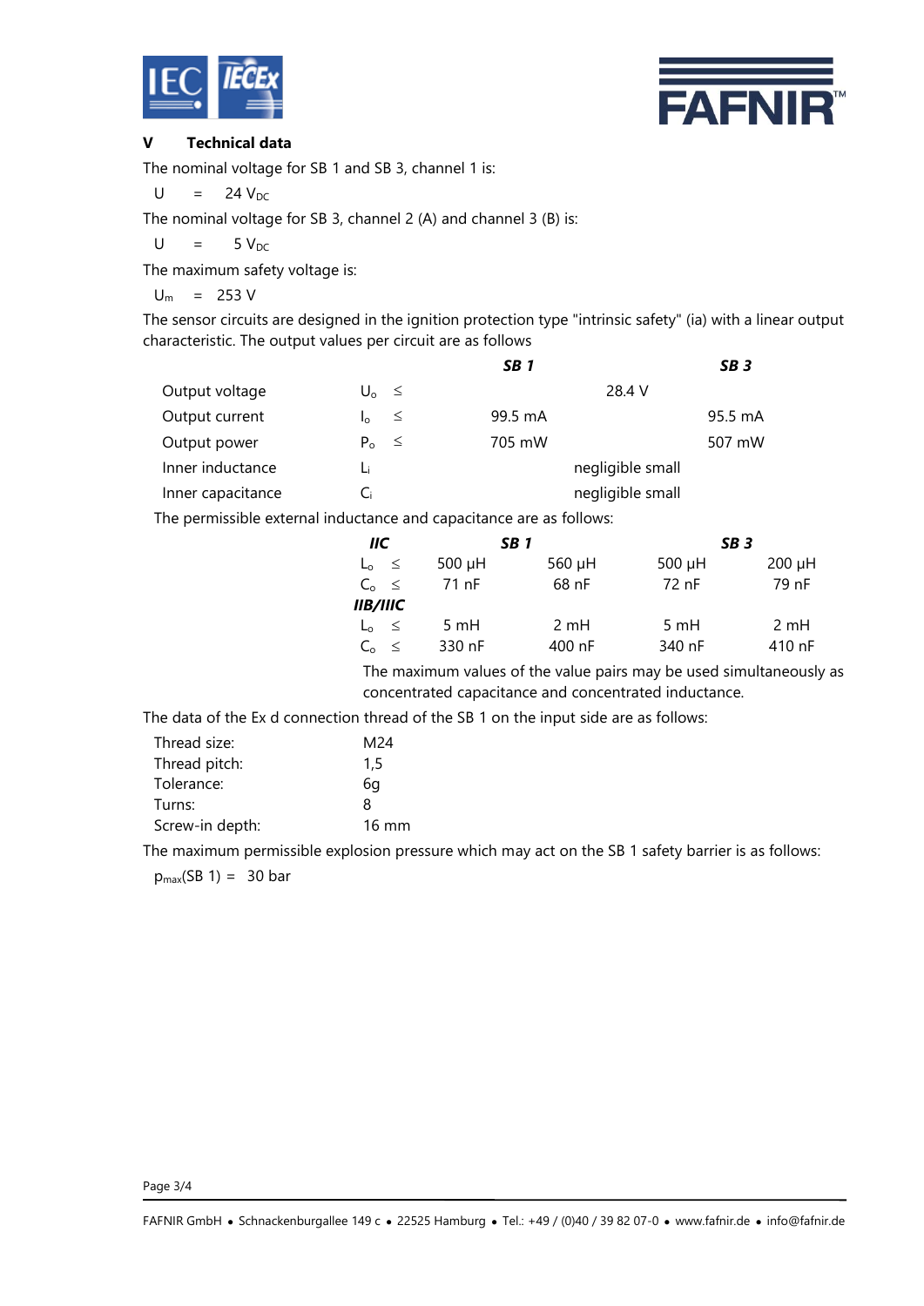## V Technical data

The nominal voltage for SB 1 and SB 3, channel 1 is:

$U = 24\ V_{DC}$

The nominal voltage for SB 3, channel 2 (A) and channel 3 (B) is:

$U = 5\ V_{DC}$

The maximum safety voltage is:

$U_m = 253\ V$

The sensor circuits are designed in the ignition protection type "intrinsic safety" (ia) with a linear output characteristic. The output values per circuit are as follows

| | | | ***SB 1*** | ***SB 3*** |
|---|---|---|---|---|
| Output voltage | $U_o$ | ≤ | 28.4 V | |
| Output current | $I_o$ | ≤ | 99.5 mA | 95.5 mA |
| Output power | $P_o$ | ≤ | 705 mW | 507 mW |
| Inner inductance | $L_i$ | | negligible small | |
| Inner capacitance | $C_i$ | | negligible small | |

The permissible external inductance and capacitance are as follows:

| ***IIC*** | | ***SB 1*** | | ***SB 3*** | |
|---|---|---|---|---|---|
| $L_o$ | ≤ | 500 µH | 560 µH | 500 µH | 200 µH |
| $C_o$ | ≤ | 71 nF | 68 nF | 72 nF | 79 nF |
| ***IIB/IIIC*** | | | | | |
| $L_o$ | ≤ | 5 mH | 2 mH | 5 mH | 2 mH |
| $C_o$ | ≤ | 330 nF | 400 nF | 340 nF | 410 nF |

The maximum values of the value pairs may be used simultaneously as concentrated capacitance and concentrated inductance.

The data of the Ex d connection thread of the SB 1 on the input side are as follows:

| | |
|---|---|
| Thread size: | M24 |
| Thread pitch: | 1,5 |
| Tolerance: | 6g |
| Turns: | 8 |
| Screw-in depth: | 16 mm |

The maximum permissible explosion pressure which may act on the SB 1 safety barrier is as follows:

$p_{max}(SB\ 1) = 30\ bar$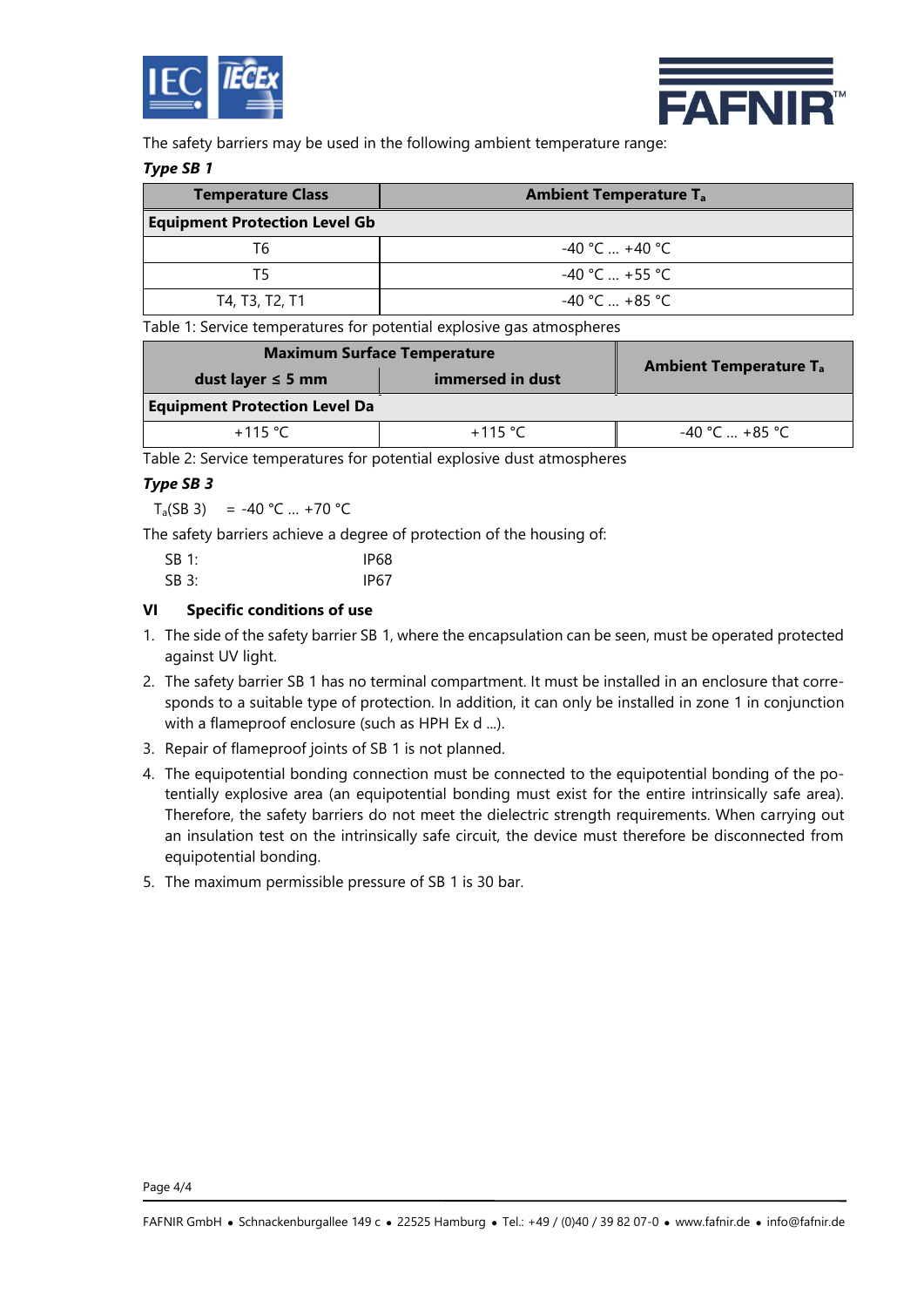The safety barriers may be used in the following ambient temperature range:

***Type SB 1***

| Temperature Class | Ambient Temperature $T_a$ |
|---|---|
| **Equipment Protection Level Gb** | |
| T6 | -40 °C ... +40 °C |
| T5 | -40 °C ... +55 °C |
| T4, T3, T2, T1 | -40 °C ... +85 °C |

Table 1: Service temperatures for potential explosive gas atmospheres

| Maximum Surface Temperature | | Ambient Temperature $T_a$ |
|---|---|---|
| dust layer ≤ 5 mm | immersed in dust | |
| **Equipment Protection Level Da** | | |
| +115 °C | +115 °C | -40 °C ... +85 °C |

Table 2: Service temperatures for potential explosive dust atmospheres

***Type SB 3***

$T_a$(SB 3) = -40 °C ... +70 °C

The safety barriers achieve a degree of protection of the housing of:

SB 1: IP68
SB 3: IP67

## VI Specific conditions of use

1. The side of the safety barrier SB 1, where the encapsulation can be seen, must be operated protected against UV light.
2. The safety barrier SB 1 has no terminal compartment. It must be installed in an enclosure that corresponds to a suitable type of protection. In addition, it can only be installed in zone 1 in conjunction with a flameproof enclosure (such as HPH Ex d ...).
3. Repair of flameproof joints of SB 1 is not planned.
4. The equipotential bonding connection must be connected to the equipotential bonding of the potentially explosive area (an equipotential bonding must exist for the entire intrinsically safe area). Therefore, the safety barriers do not meet the dielectric strength requirements. When carrying out an insulation test on the intrinsically safe circuit, the device must therefore be disconnected from equipotential bonding.
5. The maximum permissible pressure of SB 1 is 30 bar.